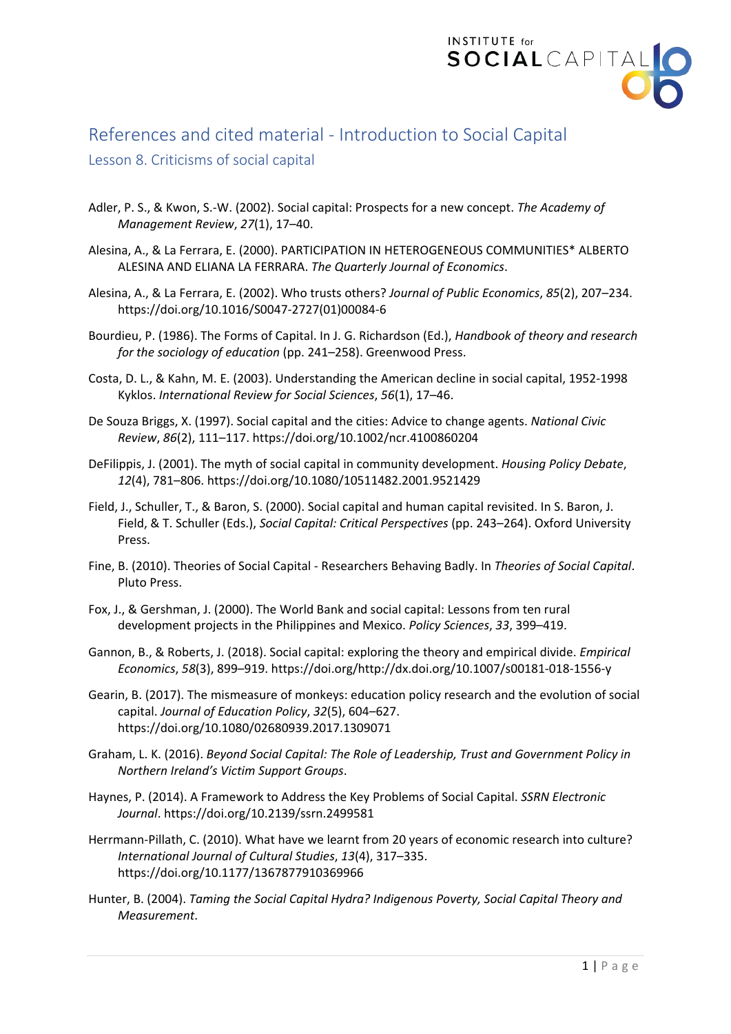# References and cited material - Introduction to Social Capital

## Lesson 8. Criticisms of social capital

Adler, P. S., & Kwon, S.-W. (2002). Social capital: Prospects for a new concept. *The Academy of Management Review*, *27*(1), 17–40.

Alesina, A., & La Ferrara, E. (2000). PARTICIPATION IN HETEROGENEOUS COMMUNITIES* ALBERTO ALESINA AND ELIANA LA FERRARA. *The Quarterly Journal of Economics*.

Alesina, A., & La Ferrara, E. (2002). Who trusts others? *Journal of Public Economics*, *85*(2), 207–234. https://doi.org/10.1016/S0047-2727(01)00084-6

Bourdieu, P. (1986). The Forms of Capital. In J. G. Richardson (Ed.), *Handbook of theory and research for the sociology of education* (pp. 241–258). Greenwood Press.

Costa, D. L., & Kahn, M. E. (2003). Understanding the American decline in social capital, 1952-1998 Kyklos. *International Review for Social Sciences*, *56*(1), 17–46.

De Souza Briggs, X. (1997). Social capital and the cities: Advice to change agents. *National Civic Review*, *86*(2), 111–117. https://doi.org/10.1002/ncr.4100860204

DeFilippis, J. (2001). The myth of social capital in community development. *Housing Policy Debate*, *12*(4), 781–806. https://doi.org/10.1080/10511482.2001.9521429

Field, J., Schuller, T., & Baron, S. (2000). Social capital and human capital revisited. In S. Baron, J. Field, & T. Schuller (Eds.), *Social Capital: Critical Perspectives* (pp. 243–264). Oxford University Press.

Fine, B. (2010). Theories of Social Capital - Researchers Behaving Badly. In *Theories of Social Capital*. Pluto Press.

Fox, J., & Gershman, J. (2000). The World Bank and social capital: Lessons from ten rural development projects in the Philippines and Mexico. *Policy Sciences*, *33*, 399–419.

Gannon, B., & Roberts, J. (2018). Social capital: exploring the theory and empirical divide. *Empirical Economics*, *58*(3), 899–919. https://doi.org/http://dx.doi.org/10.1007/s00181-018-1556-y

Gearin, B. (2017). The mismeasure of monkeys: education policy research and the evolution of social capital. *Journal of Education Policy*, *32*(5), 604–627. https://doi.org/10.1080/02680939.2017.1309071

Graham, L. K. (2016). *Beyond Social Capital: The Role of Leadership, Trust and Government Policy in Northern Ireland's Victim Support Groups*.

Haynes, P. (2014). A Framework to Address the Key Problems of Social Capital. *SSRN Electronic Journal*. https://doi.org/10.2139/ssrn.2499581

Herrmann-Pillath, C. (2010). What have we learnt from 20 years of economic research into culture? *International Journal of Cultural Studies*, *13*(4), 317–335. https://doi.org/10.1177/1367877910369966

Hunter, B. (2004). *Taming the Social Capital Hydra? Indigenous Poverty, Social Capital Theory and Measurement*.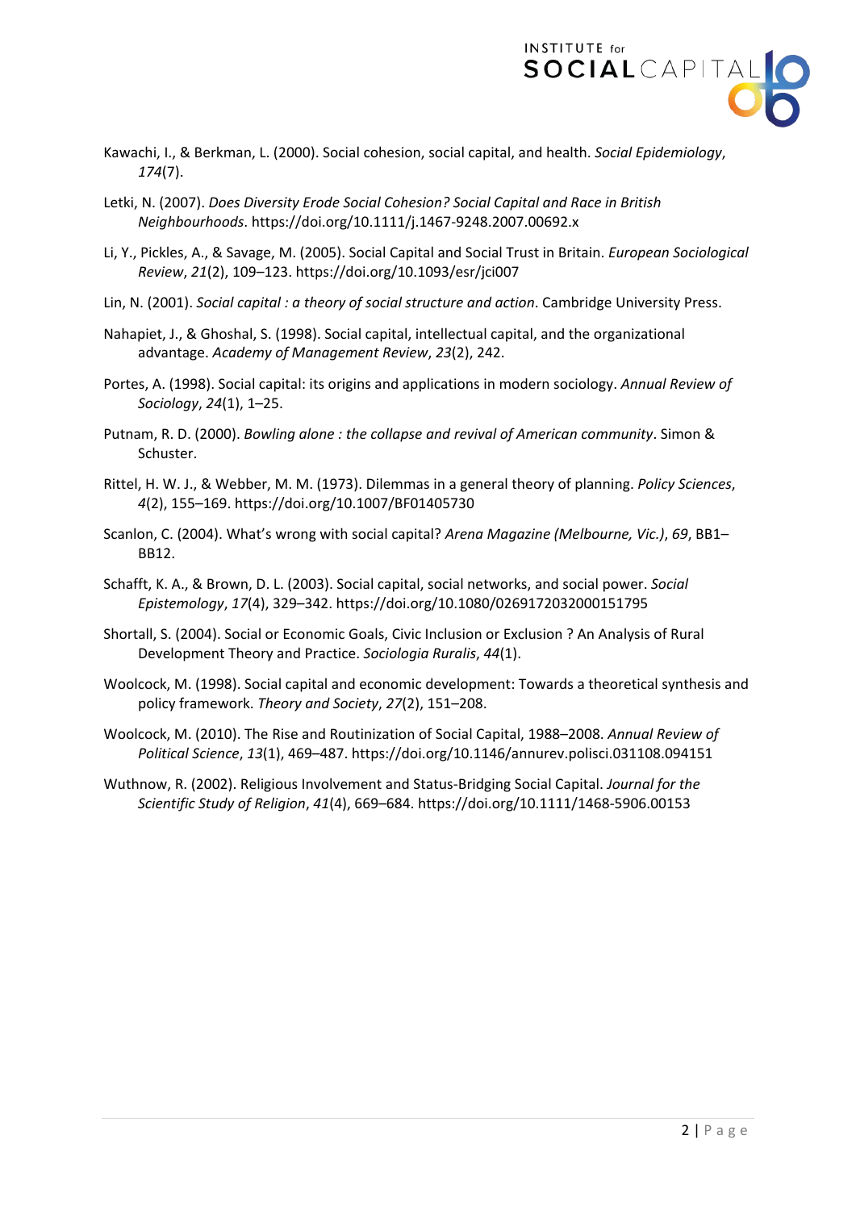Kawachi, I., & Berkman, L. (2000). Social cohesion, social capital, and health. *Social Epidemiology*, *174*(7).

Letki, N. (2007). *Does Diversity Erode Social Cohesion? Social Capital and Race in British Neighbourhoods*. https://doi.org/10.1111/j.1467-9248.2007.00692.x

Li, Y., Pickles, A., & Savage, M. (2005). Social Capital and Social Trust in Britain. *European Sociological Review*, *21*(2), 109–123. https://doi.org/10.1093/esr/jci007

Lin, N. (2001). *Social capital : a theory of social structure and action*. Cambridge University Press.

Nahapiet, J., & Ghoshal, S. (1998). Social capital, intellectual capital, and the organizational advantage. *Academy of Management Review*, *23*(2), 242.

Portes, A. (1998). Social capital: its origins and applications in modern sociology. *Annual Review of Sociology*, *24*(1), 1–25.

Putnam, R. D. (2000). *Bowling alone : the collapse and revival of American community*. Simon & Schuster.

Rittel, H. W. J., & Webber, M. M. (1973). Dilemmas in a general theory of planning. *Policy Sciences*, *4*(2), 155–169. https://doi.org/10.1007/BF01405730

Scanlon, C. (2004). What's wrong with social capital? *Arena Magazine (Melbourne, Vic.)*, *69*, BB1–BB12.

Schafft, K. A., & Brown, D. L. (2003). Social capital, social networks, and social power. *Social Epistemology*, *17*(4), 329–342. https://doi.org/10.1080/0269172032000151795

Shortall, S. (2004). Social or Economic Goals, Civic Inclusion or Exclusion ? An Analysis of Rural Development Theory and Practice. *Sociologia Ruralis*, *44*(1).

Woolcock, M. (1998). Social capital and economic development: Towards a theoretical synthesis and policy framework. *Theory and Society*, *27*(2), 151–208.

Woolcock, M. (2010). The Rise and Routinization of Social Capital, 1988–2008. *Annual Review of Political Science*, *13*(1), 469–487. https://doi.org/10.1146/annurev.polisci.031108.094151

Wuthnow, R. (2002). Religious Involvement and Status-Bridging Social Capital. *Journal for the Scientific Study of Religion*, *41*(4), 669–684. https://doi.org/10.1111/1468-5906.00153